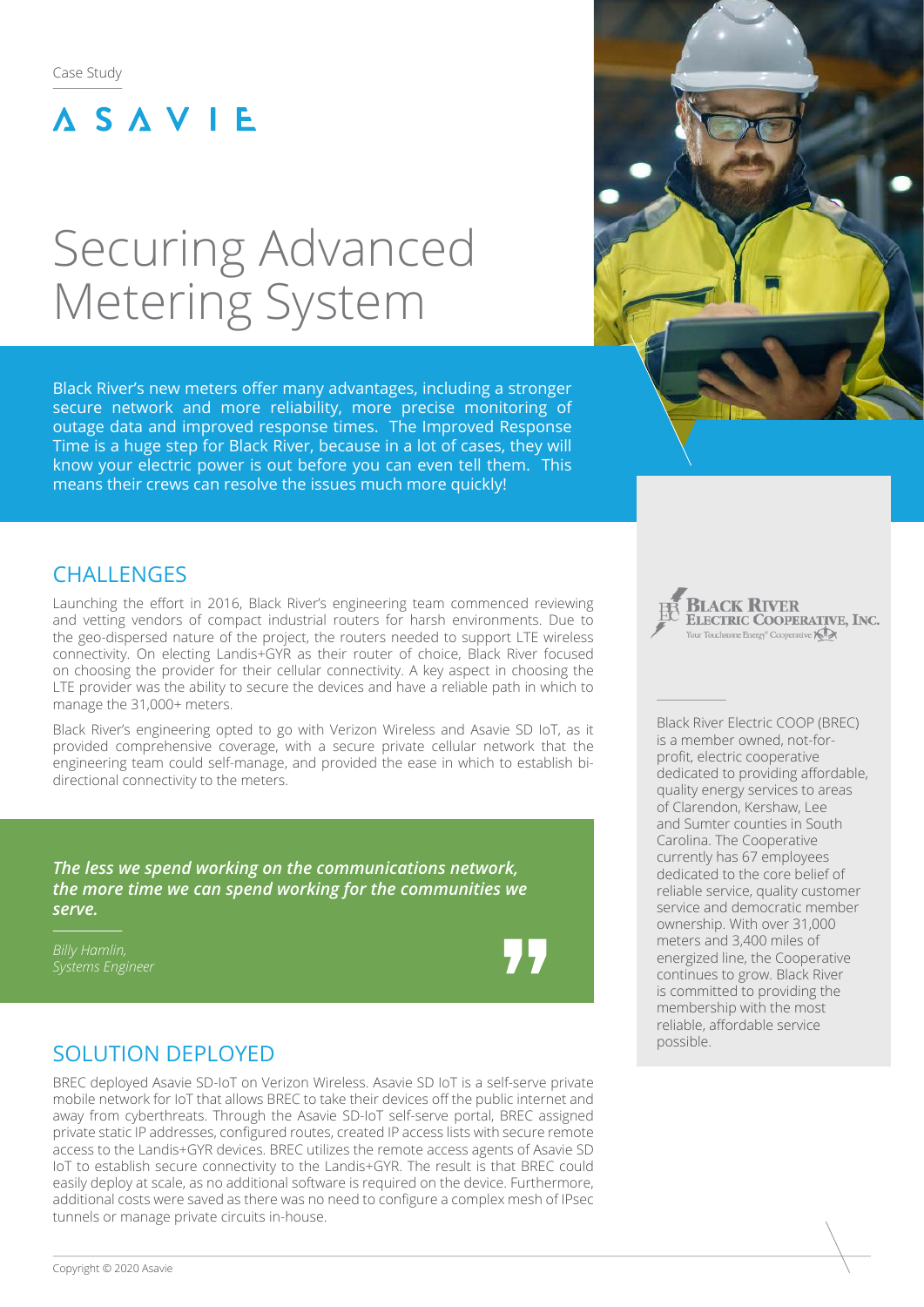Case Study

ASAVIE

# Securing Advanced Metering System

Black River's new meters offer many advantages, including a stronger secure network and more reliability, more precise monitoring of outage data and improved response times. The Improved Response Time is a huge step for Black River, because in a lot of cases, they will know your electric power is out before you can even tell them. This means their crews can resolve the issues much more quickly!

## CHALLENGES

Launching the effort in 2016, Black River's engineering team commenced reviewing and vetting vendors of compact industrial routers for harsh environments. Due to the geo-dispersed nature of the project, the routers needed to support LTE wireless connectivity. On electing Landis+GYR as their router of choice, Black River focused on choosing the provider for their cellular connectivity. A key aspect in choosing the LTE provider was the ability to secure the devices and have a reliable path in which to manage the 31,000+ meters.

Black River's engineering opted to go with Verizon Wireless and Asavie SD IoT, as it provided comprehensive coverage, with a secure private cellular network that the engineering team could self-manage, and provided the ease in which to establish bi-directional connectivity to the meters.

> ***The less we spend working on the communications network, the more time we can spend working for the communities we serve.***
>
> *Billy Hamlin,*
> *Systems Engineer*

## SOLUTION DEPLOYED

BREC deployed Asavie SD-IoT on Verizon Wireless. Asavie SD IoT is a self-serve private mobile network for IoT that allows BREC to take their devices off the public internet and away from cyberthreats. Through the Asavie SD-IoT self-serve portal, BREC assigned private static IP addresses, configured routes, created IP access lists with secure remote access to the Landis+GYR devices. BREC utilizes the remote access agents of Asavie SD IoT to establish secure connectivity to the Landis+GYR. The result is that BREC could easily deploy at scale, as no additional software is required on the device. Furthermore, additional costs were saved as there was no need to configure a complex mesh of IPsec tunnels or manage private circuits in-house.

**Black River Electric Cooperative, Inc.**
Your Touchstone Energy® Cooperative

Black River Electric COOP (BREC) is a member owned, not-for-profit, electric cooperative dedicated to providing affordable, quality energy services to areas of Clarendon, Kershaw, Lee and Sumter counties in South Carolina. The Cooperative currently has 67 employees dedicated to the core belief of reliable service, quality customer service and democratic member ownership. With over 31,000 meters and 3,400 miles of energized line, the Cooperative continues to grow. Black River is committed to providing the membership with the most reliable, affordable service possible.

Copyright © 2020 Asavie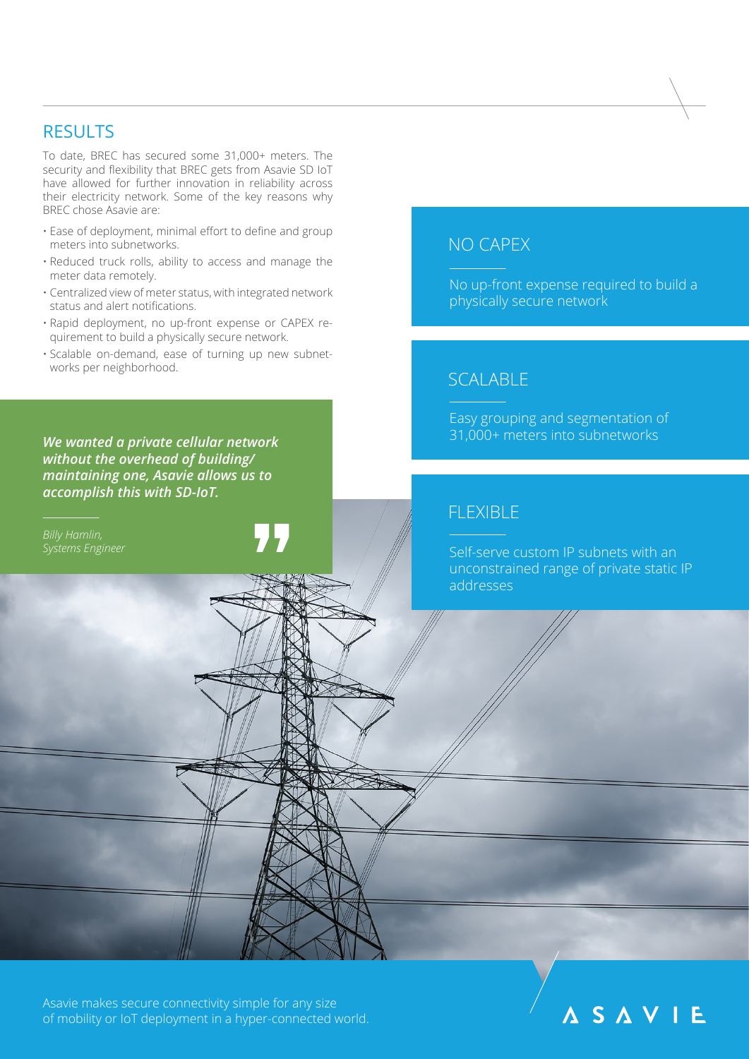## RESULTS

To date, BREC has secured some 31,000+ meters. The security and flexibility that BREC gets from Asavie SD IoT have allowed for further innovation in reliability across their electricity network. Some of the key reasons why BREC chose Asavie are:

- Ease of deployment, minimal effort to define and group meters into subnetworks.
- Reduced truck rolls, ability to access and manage the meter data remotely.
- Centralized view of meter status, with integrated network status and alert notifications.
- Rapid deployment, no up-front expense or CAPEX requirement to build a physically secure network.
- Scalable on-demand, ease of turning up new subnetworks per neighborhood.

***We wanted a private cellular network without the overhead of building/ maintaining one, Asavie allows us to accomplish this with SD-IoT.***

*Billy Hamlin,*
*Systems Engineer*

### NO CAPEX

No up-front expense required to build a physically secure network

### SCALABLE

Easy grouping and segmentation of 31,000+ meters into subnetworks

### FLEXIBLE

Self-serve custom IP subnets with an unconstrained range of private static IP addresses

Asavie makes secure connectivity simple for any size of mobility or IoT deployment in a hyper-connected world.

ASAVIE